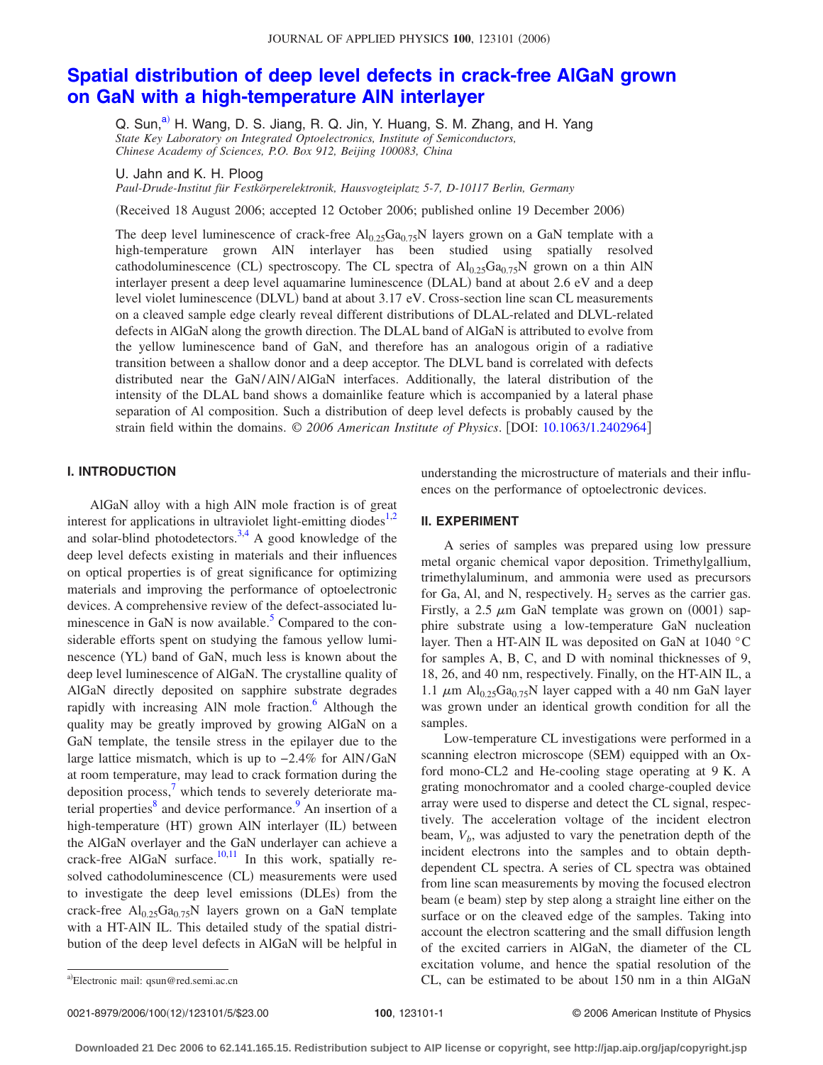# Spatial distribution of deep level defects in crack-free AlGaN grown on GaN with a high-temperature AlN interlayer

Q. Sun,[a] H. Wang, D. S. Jiang, R. Q. Jin, Y. Huang, S. M. Zhang, and H. Yang
*State Key Laboratory on Integrated Optoelectronics, Institute of Semiconductors, Chinese Academy of Sciences, P.O. Box 912, Beijing 100083, China*

U. Jahn and K. H. Ploog
*Paul-Drude-Institut für Festkörperelektronik, Hausvogteiplatz 5-7, D-10117 Berlin, Germany*

(Received 18 August 2006; accepted 12 October 2006; published online 19 December 2006)

The deep level luminescence of crack-free $Al_{0.25}Ga_{0.75}N$ layers grown on a GaN template with a high-temperature grown AlN interlayer has been studied using spatially resolved cathodoluminescence (CL) spectroscopy. The CL spectra of $Al_{0.25}Ga_{0.75}N$ grown on a thin AlN interlayer present a deep level aquamarine luminescence (DLAL) band at about 2.6 eV and a deep level violet luminescence (DLVL) band at about 3.17 eV. Cross-section line scan CL measurements on a cleaved sample edge clearly reveal different distributions of DLAL-related and DLVL-related defects in AlGaN along the growth direction. The DLAL band of AlGaN is attributed to evolve from the yellow luminescence band of GaN, and therefore has an analogous origin of a radiative transition between a shallow donor and a deep acceptor. The DLVL band is correlated with defects distributed near the GaN/AlN/AlGaN interfaces. Additionally, the lateral distribution of the intensity of the DLAL band shows a domainlike feature which is accompanied by a lateral phase separation of Al composition. Such a distribution of deep level defects is probably caused by the strain field within the domains. © *2006 American Institute of Physics*. [DOI: 10.1063/1.2402964]

## I. INTRODUCTION

AlGaN alloy with a high AlN mole fraction is of great interest for applications in ultraviolet light-emitting diodes[1,2] and solar-blind photodetectors.[3,4] A good knowledge of the deep level defects existing in materials and their influences on optical properties is of great significance for optimizing materials and improving the performance of optoelectronic devices. A comprehensive review of the defect-associated luminescence in GaN is now available.[5] Compared to the considerable efforts spent on studying the famous yellow luminescence (YL) band of GaN, much less is known about the deep level luminescence of AlGaN. The crystalline quality of AlGaN directly deposited on sapphire substrate degrades rapidly with increasing AlN mole fraction.[6] Although the quality may be greatly improved by growing AlGaN on a GaN template, the tensile stress in the epilayer due to the large lattice mismatch, which is up to −2.4% for AlN/GaN at room temperature, may lead to crack formation during the deposition process,[7] which tends to severely deteriorate material properties[8] and device performance.[9] An insertion of a high-temperature (HT) grown AlN interlayer (IL) between the AlGaN overlayer and the GaN underlayer can achieve a crack-free AlGaN surface.[10,11] In this work, spatially resolved cathodoluminescence (CL) measurements were used to investigate the deep level emissions (DLEs) from the crack-free $Al_{0.25}Ga_{0.75}N$ layers grown on a GaN template with a HT-AlN IL. This detailed study of the spatial distribution of the deep level defects in AlGaN will be helpful in understanding the microstructure of materials and their influences on the performance of optoelectronic devices.

## II. EXPERIMENT

A series of samples was prepared using low pressure metal organic chemical vapor deposition. Trimethylgallium, trimethylaluminum, and ammonia were used as precursors for Ga, Al, and N, respectively. $H_2$ serves as the carrier gas. Firstly, a 2.5 μm GaN template was grown on (0001) sapphire substrate using a low-temperature GaN nucleation layer. Then a HT-AlN IL was deposited on GaN at 1040 °C for samples A, B, C, and D with nominal thicknesses of 9, 18, 26, and 40 nm, respectively. Finally, on the HT-AlN IL, a 1.1 μm $Al_{0.25}Ga_{0.75}N$ layer capped with a 40 nm GaN layer was grown under an identical growth condition for all the samples.

Low-temperature CL investigations were performed in a scanning electron microscope (SEM) equipped with an Oxford mono-CL2 and He-cooling stage operating at 9 K. A grating monochromator and a cooled charge-coupled device array were used to disperse and detect the CL signal, respectively. The acceleration voltage of the incident electron beam, $V_b$, was adjusted to vary the penetration depth of the incident electrons into the samples and to obtain depth-dependent CL spectra. A series of CL spectra was obtained from line scan measurements by moving the focused electron beam (e beam) step by step along a straight line either on the surface or on the cleaved edge of the samples. Taking into account the electron scattering and the small diffusion length of the excited carriers in AlGaN, the diameter of the CL excitation volume, and hence the spatial resolution of the CL, can be estimated to be about 150 nm in a thin AlGaN

[a]Electronic mail: qsun@red.semi.ac.cn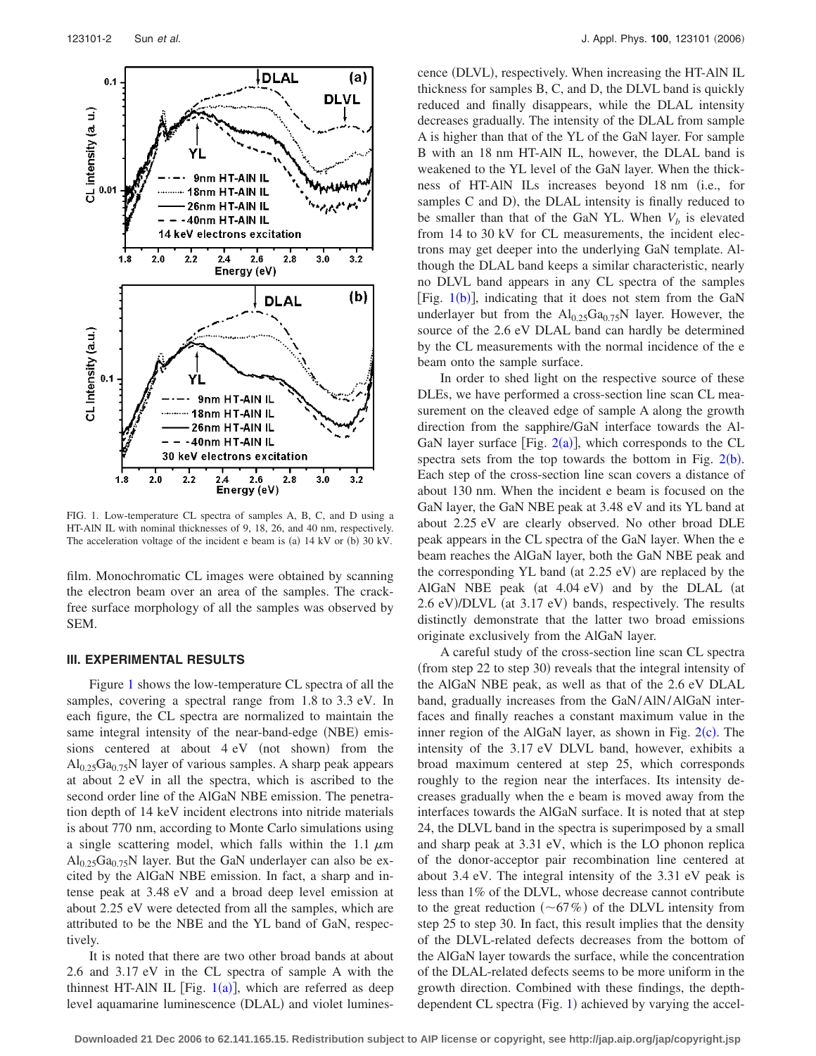FIG. 1. Low-temperature CL spectra of samples A, B, C, and D using a HT-AlN IL with nominal thicknesses of 9, 18, 26, and 40 nm, respectively. The acceleration voltage of the incident e beam is (a) 14 kV or (b) 30 kV.

film. Monochromatic CL images were obtained by scanning the electron beam over an area of the samples. The crack-free surface morphology of all the samples was observed by SEM.

### III. EXPERIMENTAL RESULTS

Figure 1 shows the low-temperature CL spectra of all the samples, covering a spectral range from 1.8 to 3.3 eV. In each figure, the CL spectra are normalized to maintain the same integral intensity of the near-band-edge (NBE) emissions centered at about 4 eV (not shown) from the $Al_{0.25}Ga_{0.75}N$ layer of various samples. A sharp peak appears at about 2 eV in all the spectra, which is ascribed to the second order line of the AlGaN NBE emission. The penetration depth of 14 keV incident electrons into nitride materials is about 770 nm, according to Monte Carlo simulations using a single scattering model, which falls within the 1.1 $\mu$m $Al_{0.25}Ga_{0.75}N$ layer. But the GaN underlayer can also be excited by the AlGaN NBE emission. In fact, a sharp and intense peak at 3.48 eV and a broad deep level emission at about 2.25 eV were detected from all the samples, which are attributed to be the NBE and the YL band of GaN, respectively.

It is noted that there are two other broad bands at about 2.6 and 3.17 eV in the CL spectra of sample A with the thinnest HT-AlN IL [Fig. 1(a)], which are referred as deep level aquamarine luminescence (DLAL) and violet luminescence (DLVL), respectively. When increasing the HT-AlN IL thickness for samples B, C, and D, the DLVL band is quickly reduced and finally disappears, while the DLAL intensity decreases gradually. The intensity of the DLAL from sample A is higher than that of the YL of the GaN layer. For sample B with an 18 nm HT-AlN IL, however, the DLAL band is weakened to the YL level of the GaN layer. When the thickness of HT-AlN ILs increases beyond 18 nm (i.e., for samples C and D), the DLAL intensity is finally reduced to be smaller than that of the GaN YL. When $V_b$ is elevated from 14 to 30 kV for CL measurements, the incident electrons may get deeper into the underlying GaN template. Although the DLAL band keeps a similar characteristic, nearly no DLVL band appears in any CL spectra of the samples [Fig. 1(b)], indicating that it does not stem from the GaN underlayer but from the $Al_{0.25}Ga_{0.75}N$ layer. However, the source of the 2.6 eV DLAL band can hardly be determined by the CL measurements with the normal incidence of the e beam onto the sample surface.

In order to shed light on the respective source of these DLEs, we have performed a cross-section line scan CL measurement on the cleaved edge of sample A along the growth direction from the sapphire/GaN interface towards the AlGaN layer surface [Fig. 2(a)], which corresponds to the CL spectra sets from the top towards the bottom in Fig. 2(b). Each step of the cross-section line scan covers a distance of about 130 nm. When the incident e beam is focused on the GaN layer, the GaN NBE peak at 3.48 eV and its YL band at about 2.25 eV are clearly observed. No other broad DLE peak appears in the CL spectra of the GaN layer. When the e beam reaches the AlGaN layer, both the GaN NBE peak and the corresponding YL band (at 2.25 eV) are replaced by the AlGaN NBE peak (at 4.04 eV) and by the DLAL (at 2.6 eV)/DLVL (at 3.17 eV) bands, respectively. The results distinctly demonstrate that the latter two broad emissions originate exclusively from the AlGaN layer.

A careful study of the cross-section line scan CL spectra (from step 22 to step 30) reveals that the integral intensity of the AlGaN NBE peak, as well as that of the 2.6 eV DLAL band, gradually increases from the GaN/AlN/AlGaN interfaces and finally reaches a constant maximum value in the inner region of the AlGaN layer, as shown in Fig. 2(c). The intensity of the 3.17 eV DLVL band, however, exhibits a broad maximum centered at step 25, which corresponds roughly to the region near the interfaces. Its intensity decreases gradually when the e beam is moved away from the interfaces towards the AlGaN surface. It is noted that at step 24, the DLVL band in the spectra is superimposed by a small and sharp peak at 3.31 eV, which is the LO phonon replica of the donor-acceptor pair recombination line centered at about 3.4 eV. The integral intensity of the 3.31 eV peak is less than 1% of the DLVL, whose decrease cannot contribute to the great reduction (~67%) of the DLVL intensity from step 25 to step 30. In fact, this result implies that the density of the DLVL-related defects decreases from the bottom of the AlGaN layer towards the surface, while the concentration of the DLAL-related defects seems to be more uniform in the growth direction. Combined with these findings, the depth-dependent CL spectra (Fig. 1) achieved by varying the accel-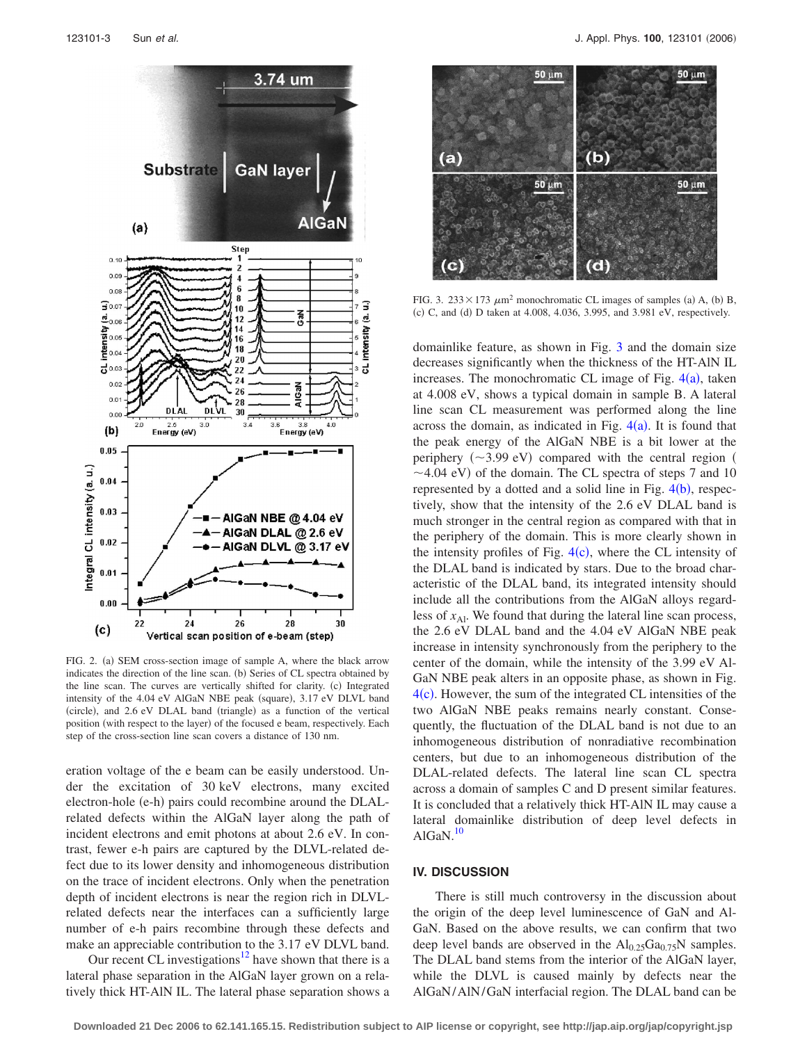FIG. 2. (a) SEM cross-section image of sample A, where the black arrow indicates the direction of the line scan. (b) Series of CL spectra obtained by the line scan. The curves are vertically shifted for clarity. (c) Integrated intensity of the 4.04 eV AlGaN NBE peak (square), 3.17 eV DLVL band (circle), and 2.6 eV DLAL band (triangle) as a function of the vertical position (with respect to the layer) of the focused e beam, respectively. Each step of the cross-section line scan covers a distance of 130 nm.

eration voltage of the e beam can be easily understood. Under the excitation of 30 keV electrons, many excited electron-hole (e-h) pairs could recombine around the DLAL-related defects within the AlGaN layer along the path of incident electrons and emit photons at about 2.6 eV. In contrast, fewer e-h pairs are captured by the DLVL-related defect due to its lower density and inhomogeneous distribution on the trace of incident electrons. Only when the penetration depth of incident electrons is near the region rich in DLVL-related defects near the interfaces can a sufficiently large number of e-h pairs recombine through these defects and make an appreciable contribution to the 3.17 eV DLVL band.

Our recent CL investigations[12] have shown that there is a lateral phase separation in the AlGaN layer grown on a relatively thick HT-AlN IL. The lateral phase separation shows a domainlike feature, as shown in Fig. 3 and the domain size decreases significantly when the thickness of the HT-AlN IL increases. The monochromatic CL image of Fig. 4(a), taken at 4.008 eV, shows a typical domain in sample B. A lateral line scan CL measurement was performed along the line across the domain, as indicated in Fig. 4(a). It is found that the peak energy of the AlGaN NBE is a bit lower at the periphery (~3.99 eV) compared with the central region (~4.04 eV) of the domain. The CL spectra of steps 7 and 10 represented by a dotted and a solid line in Fig. 4(b), respectively, show that the intensity of the 2.6 eV DLAL band is much stronger in the central region as compared with that in the periphery of the domain. This is more clearly shown in the intensity profiles of Fig. 4(c), where the CL intensity of the DLAL band is indicated by stars. Due to the broad characteristic of the DLAL band, its integrated intensity should include all the contributions from the AlGaN alloys regardless of $x_{Al}$. We found that during the lateral line scan process, the 2.6 eV DLAL band and the 4.04 eV AlGaN NBE peak increase in intensity synchronously from the periphery to the center of the domain, while the intensity of the 3.99 eV AlGaN NBE peak alters in an opposite phase, as shown in Fig. 4(c). However, the sum of the integrated CL intensities of the two AlGaN NBE peaks remains nearly constant. Consequently, the fluctuation of the DLAL band is not due to an inhomogeneous distribution of nonradiative recombination centers, but due to an inhomogeneous distribution of the DLAL-related defects. The lateral line scan CL spectra across a domain of samples C and D present similar features. It is concluded that a relatively thick HT-AlN IL may cause a lateral domainlike distribution of deep level defects in AlGaN.[10]

FIG. 3. $233 \times 173$ $\mu m^2$ monochromatic CL images of samples (a) A, (b) B, (c) C, and (d) D taken at 4.008, 4.036, 3.995, and 3.981 eV, respectively.

## IV. DISCUSSION

There is still much controversy in the discussion about the origin of the deep level luminescence of GaN and AlGaN. Based on the above results, we can confirm that two deep level bands are observed in the $Al_{0.25}Ga_{0.75}N$ samples. The DLAL band stems from the interior of the AlGaN layer, while the DLVL is caused mainly by defects near the AlGaN/AlN/GaN interfacial region. The DLAL band can be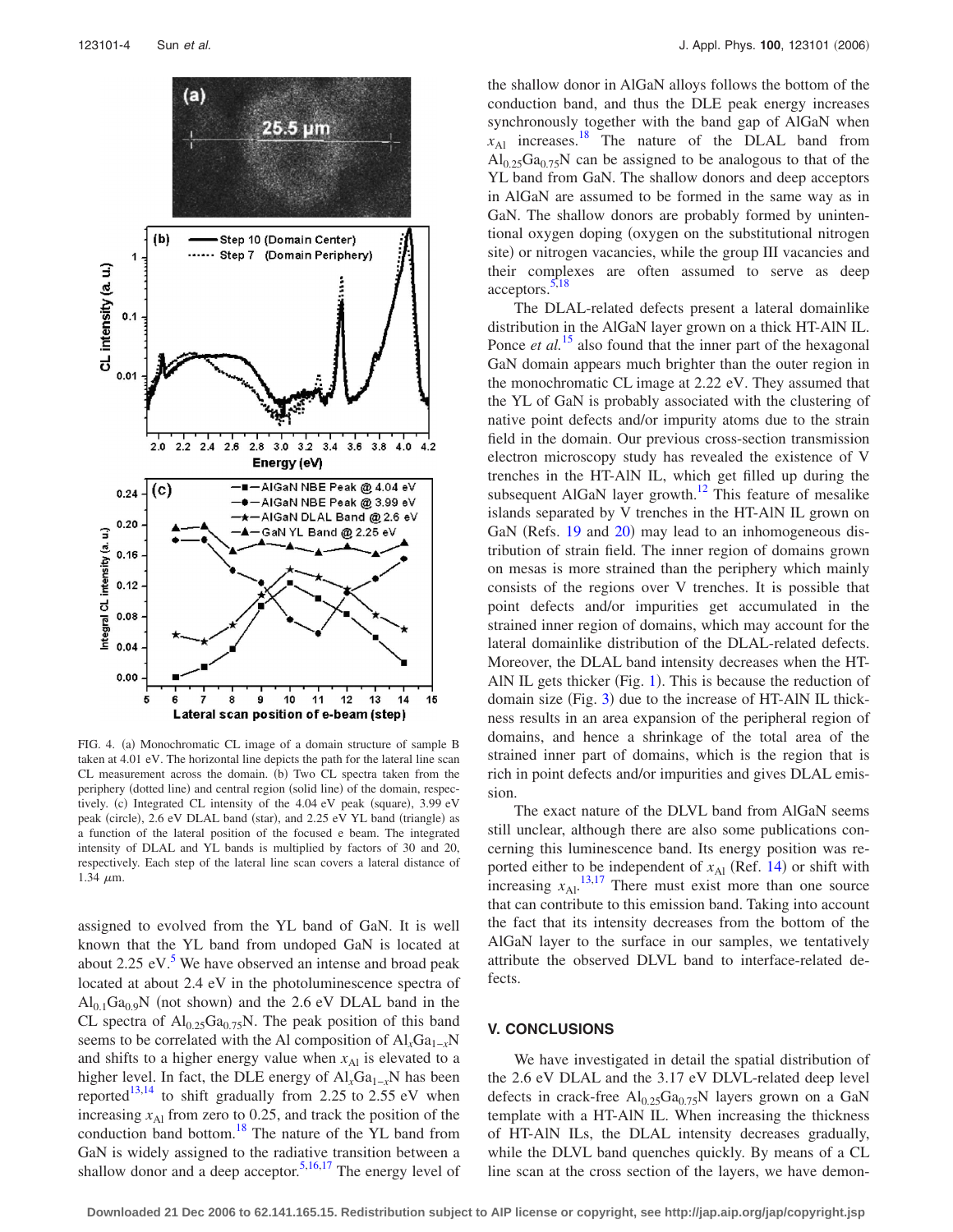FIG. 4. (a) Monochromatic CL image of a domain structure of sample B taken at 4.01 eV. The horizontal line depicts the path for the lateral line scan CL measurement across the domain. (b) Two CL spectra taken from the periphery (dotted line) and central region (solid line) of the domain, respectively. (c) Integrated CL intensity of the 4.04 eV peak (square), 3.99 eV peak (circle), 2.6 eV DLAL band (star), and 2.25 eV YL band (triangle) as a function of the lateral position of the focused e beam. The integrated intensity of DLAL and YL bands is multiplied by factors of 30 and 20, respectively. Each step of the lateral line scan covers a lateral distance of 1.34 $\mu$m.

assigned to evolved from the YL band of GaN. It is well known that the YL band from undoped GaN is located at about 2.25 eV.[5] We have observed an intense and broad peak located at about 2.4 eV in the photoluminescence spectra of $Al_{0.1}Ga_{0.9}N$ (not shown) and the 2.6 eV DLAL band in the CL spectra of $Al_{0.25}Ga_{0.75}N$. The peak position of this band seems to be correlated with the Al composition of $Al_xGa_{1-x}N$ and shifts to a higher energy value when $x_{Al}$ is elevated to a higher level. In fact, the DLE energy of $Al_xGa_{1-x}N$ has been reported[13,14] to shift gradually from 2.25 to 2.55 eV when increasing $x_{Al}$ from zero to 0.25, and track the position of the conduction band bottom.[18] The nature of the YL band from GaN is widely assigned to the radiative transition between a shallow donor and a deep acceptor.[5,16,17] The energy level of the shallow donor in AlGaN alloys follows the bottom of the conduction band, and thus the DLE peak energy increases synchronously together with the band gap of AlGaN when $x_{Al}$ increases.[18] The nature of the DLAL band from $Al_{0.25}Ga_{0.75}N$ can be assigned to be analogous to that of the YL band from GaN. The shallow donors and deep acceptors in AlGaN are assumed to be formed in the same way as in GaN. The shallow donors are probably formed by unintentional oxygen doping (oxygen on the substitutional nitrogen site) or nitrogen vacancies, while the group III vacancies and their complexes are often assumed to serve as deep acceptors.[5,18]

The DLAL-related defects present a lateral domainlike distribution in the AlGaN layer grown on a thick HT-AlN IL. Ponce *et al.*[15] also found that the inner part of the hexagonal GaN domain appears much brighter than the outer region in the monochromatic CL image at 2.22 eV. They assumed that the YL of GaN is probably associated with the clustering of native point defects and/or impurity atoms due to the strain field in the domain. Our previous cross-section transmission electron microscopy study has revealed the existence of V trenches in the HT-AlN IL, which get filled up during the subsequent AlGaN layer growth.[12] This feature of mesalike islands separated by V trenches in the HT-AlN IL grown on GaN (Refs. 19 and 20) may lead to an inhomogeneous distribution of strain field. The inner region of domains grown on mesas is more strained than the periphery which mainly consists of the regions over V trenches. It is possible that point defects and/or impurities get accumulated in the strained inner region of domains, which may account for the lateral domainlike distribution of the DLAL-related defects. Moreover, the DLAL band intensity decreases when the HT-AlN IL gets thicker (Fig. 1). This is because the reduction of domain size (Fig. 3) due to the increase of HT-AlN IL thickness results in an area expansion of the peripheral region of domains, and hence a shrinkage of the total area of the strained inner part of domains, which is the region that is rich in point defects and/or impurities and gives DLAL emission.

The exact nature of the DLVL band from AlGaN seems still unclear, although there are also some publications concerning this luminescence band. Its energy position was reported either to be independent of $x_{Al}$ (Ref. 14) or shift with increasing $x_{Al}$.[13,17] There must exist more than one source that can contribute to this emission band. Taking into account the fact that its intensity decreases from the bottom of the AlGaN layer to the surface in our samples, we tentatively attribute the observed DLVL band to interface-related defects.

## V. CONCLUSIONS

We have investigated in detail the spatial distribution of the 2.6 eV DLAL and the 3.17 eV DLVL-related deep level defects in crack-free $Al_{0.25}Ga_{0.75}N$ layers grown on a GaN template with a HT-AlN IL. When increasing the thickness of HT-AlN ILs, the DLAL intensity decreases gradually, while the DLVL band quenches quickly. By means of a CL line scan at the cross section of the layers, we have demon-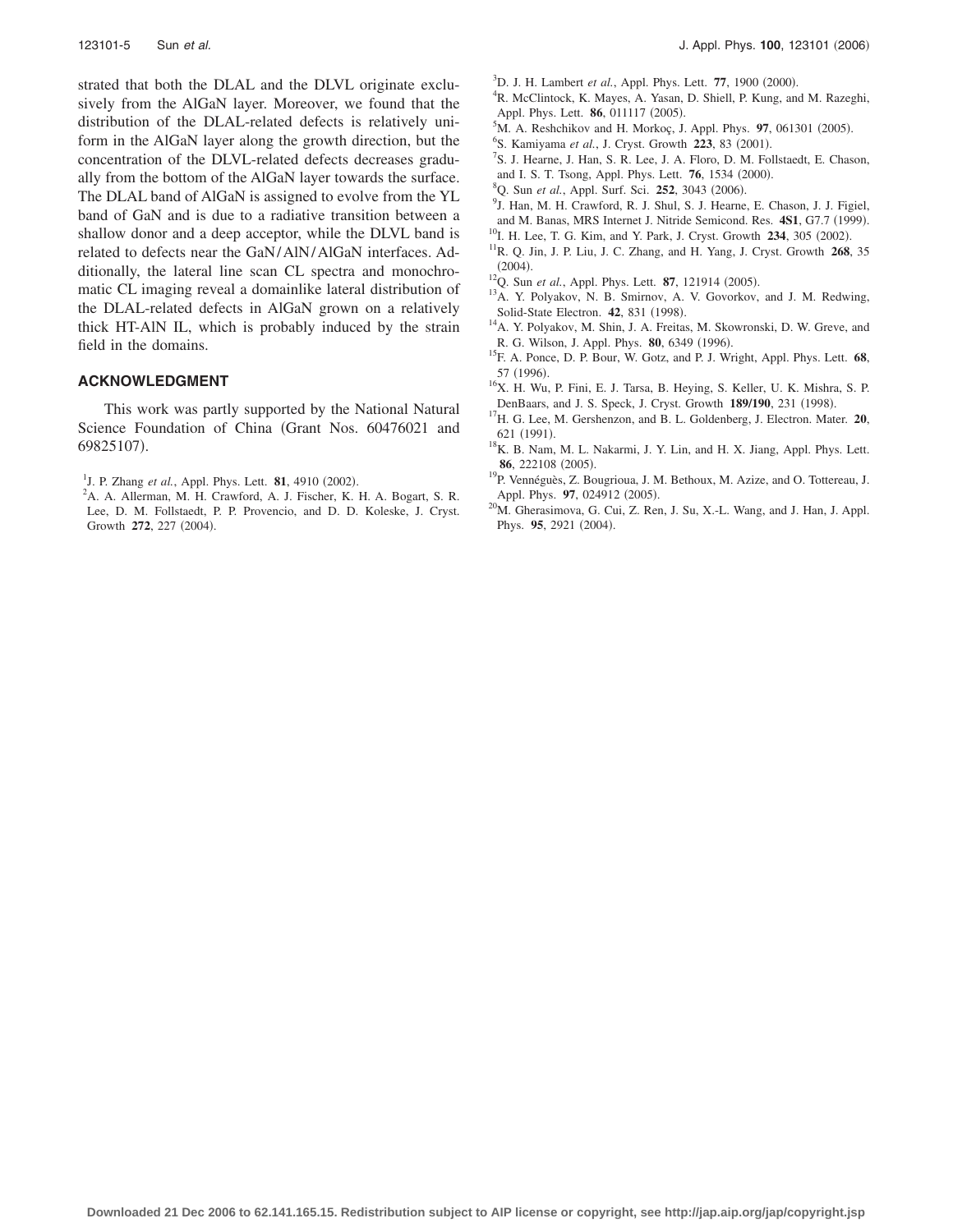strated that both the DLAL and the DLVL originate exclusively from the AlGaN layer. Moreover, we found that the distribution of the DLAL-related defects is relatively uniform in the AlGaN layer along the growth direction, but the concentration of the DLVL-related defects decreases gradually from the bottom of the AlGaN layer towards the surface. The DLAL band of AlGaN is assigned to evolve from the YL band of GaN and is due to a radiative transition between a shallow donor and a deep acceptor, while the DLVL band is related to defects near the GaN/AlN/AlGaN interfaces. Additionally, the lateral line scan CL spectra and monochromatic CL imaging reveal a domainlike lateral distribution of the DLAL-related defects in AlGaN grown on a relatively thick HT-AlN IL, which is probably induced by the strain field in the domains.

## ACKNOWLEDGMENT

This work was partly supported by the National Natural Science Foundation of China (Grant Nos. 60476021 and 69825107).

[1] J. P. Zhang *et al.*, Appl. Phys. Lett. **81**, 4910 (2002).
[2] A. A. Allerman, M. H. Crawford, A. J. Fischer, K. H. A. Bogart, S. R. Lee, D. M. Follstaedt, P. P. Provencio, and D. D. Koleske, J. Cryst. Growth **272**, 227 (2004).
[3] D. J. H. Lambert *et al.*, Appl. Phys. Lett. **77**, 1900 (2000).
[4] R. McClintock, K. Mayes, A. Yasan, D. Shiell, P. Kung, and M. Razeghi, Appl. Phys. Lett. **86**, 011117 (2005).
[5] M. A. Reshchikov and H. Morkoç, J. Appl. Phys. **97**, 061301 (2005).
[6] S. Kamiyama *et al.*, J. Cryst. Growth **223**, 83 (2001).
[7] S. J. Hearne, J. Han, S. R. Lee, J. A. Floro, D. M. Follstaedt, E. Chason, and I. S. T. Tsong, Appl. Phys. Lett. **76**, 1534 (2000).
[8] Q. Sun *et al.*, Appl. Surf. Sci. **252**, 3043 (2006).
[9] J. Han, M. H. Crawford, R. J. Shul, S. J. Hearne, E. Chason, J. J. Figiel, and M. Banas, MRS Internet J. Nitride Semicond. Res. **4S1**, G7.7 (1999).
[10] I. H. Lee, T. G. Kim, and Y. Park, J. Cryst. Growth **234**, 305 (2002).
[11] R. Q. Jin, J. P. Liu, J. C. Zhang, and H. Yang, J. Cryst. Growth **268**, 35 (2004).
[12] Q. Sun *et al.*, Appl. Phys. Lett. **87**, 121914 (2005).
[13] A. Y. Polyakov, N. B. Smirnov, A. V. Govorkov, and J. M. Redwing, Solid-State Electron. **42**, 831 (1998).
[14] A. Y. Polyakov, M. Shin, J. A. Freitas, M. Skowronski, D. W. Greve, and R. G. Wilson, J. Appl. Phys. **80**, 6349 (1996).
[15] F. A. Ponce, D. P. Bour, W. Gotz, and P. J. Wright, Appl. Phys. Lett. **68**, 57 (1996).
[16] X. H. Wu, P. Fini, E. J. Tarsa, B. Heying, S. Keller, U. K. Mishra, S. P. DenBaars, and J. S. Speck, J. Cryst. Growth **189/190**, 231 (1998).
[17] H. G. Lee, M. Gershenzon, and B. L. Goldenberg, J. Electron. Mater. **20**, 621 (1991).
[18] K. B. Nam, M. L. Nakarmi, J. Y. Lin, and H. X. Jiang, Appl. Phys. Lett. **86**, 222108 (2005).
[19] P. Vennéguès, Z. Bougrioua, J. M. Bethoux, M. Azize, and O. Tottereau, J. Appl. Phys. **97**, 024912 (2005).
[20] M. Gherasimova, G. Cui, Z. Ren, J. Su, X.-L. Wang, and J. Han, J. Appl. Phys. **95**, 2921 (2004).